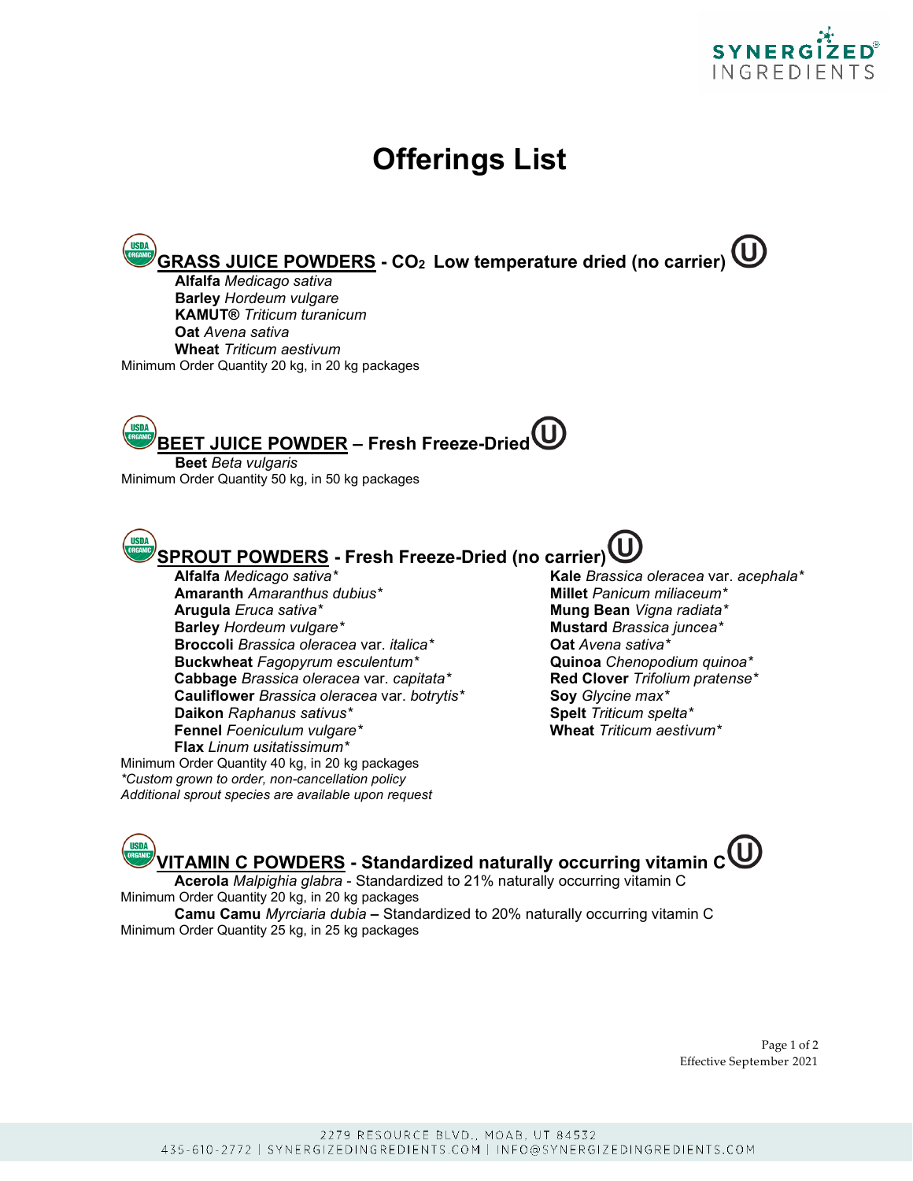# Offerings List

## GRASS JUICE POWDERS - $CO_2$ Low temperature dried (no carrier)

**Alfalfa** *Medicago sativa*
**Barley** *Hordeum vulgare*
**KAMUT®** *Triticum turanicum*
**Oat** *Avena sativa*
**Wheat** *Triticum aestivum*

Minimum Order Quantity 20 kg, in 20 kg packages

## BEET JUICE POWDER – Fresh Freeze-Dried

**Beet** *Beta vulgaris*

Minimum Order Quantity 50 kg, in 50 kg packages

## SPROUT POWDERS - Fresh Freeze-Dried (no carrier)

**Alfalfa** *Medicago sativa**
**Amaranth** *Amaranthus dubius**
**Arugula** *Eruca sativa**
**Barley** *Hordeum vulgare**
**Broccoli** *Brassica oleracea* var. *italica**
**Buckwheat** *Fagopyrum esculentum**
**Cabbage** *Brassica oleracea* var. *capitata**
**Cauliflower** *Brassica oleracea* var. *botrytis**
**Daikon** *Raphanus sativus**
**Fennel** *Foeniculum vulgare**
**Flax** *Linum usitatissimum**
**Kale** *Brassica oleracea* var. *acephala**
**Millet** *Panicum miliaceum**
**Mung Bean** *Vigna radiata**
**Mustard** *Brassica juncea**
**Oat** *Avena sativa**
**Quinoa** *Chenopodium quinoa**
**Red Clover** *Trifolium pratense**
**Soy** *Glycine max**
**Spelt** *Triticum spelta**
**Wheat** *Triticum aestivum**

Minimum Order Quantity 40 kg, in 20 kg packages
*\*Custom grown to order, non-cancellation policy*
*Additional sprout species are available upon request*

## VITAMIN C POWDERS - Standardized naturally occurring vitamin C

**Acerola** *Malpighia glabra* - Standardized to 21% naturally occurring vitamin C
Minimum Order Quantity 20 kg, in 20 kg packages

**Camu Camu** *Myrciaria dubia* **–** Standardized to 20% naturally occurring vitamin C
Minimum Order Quantity 25 kg, in 25 kg packages

Effective September 2021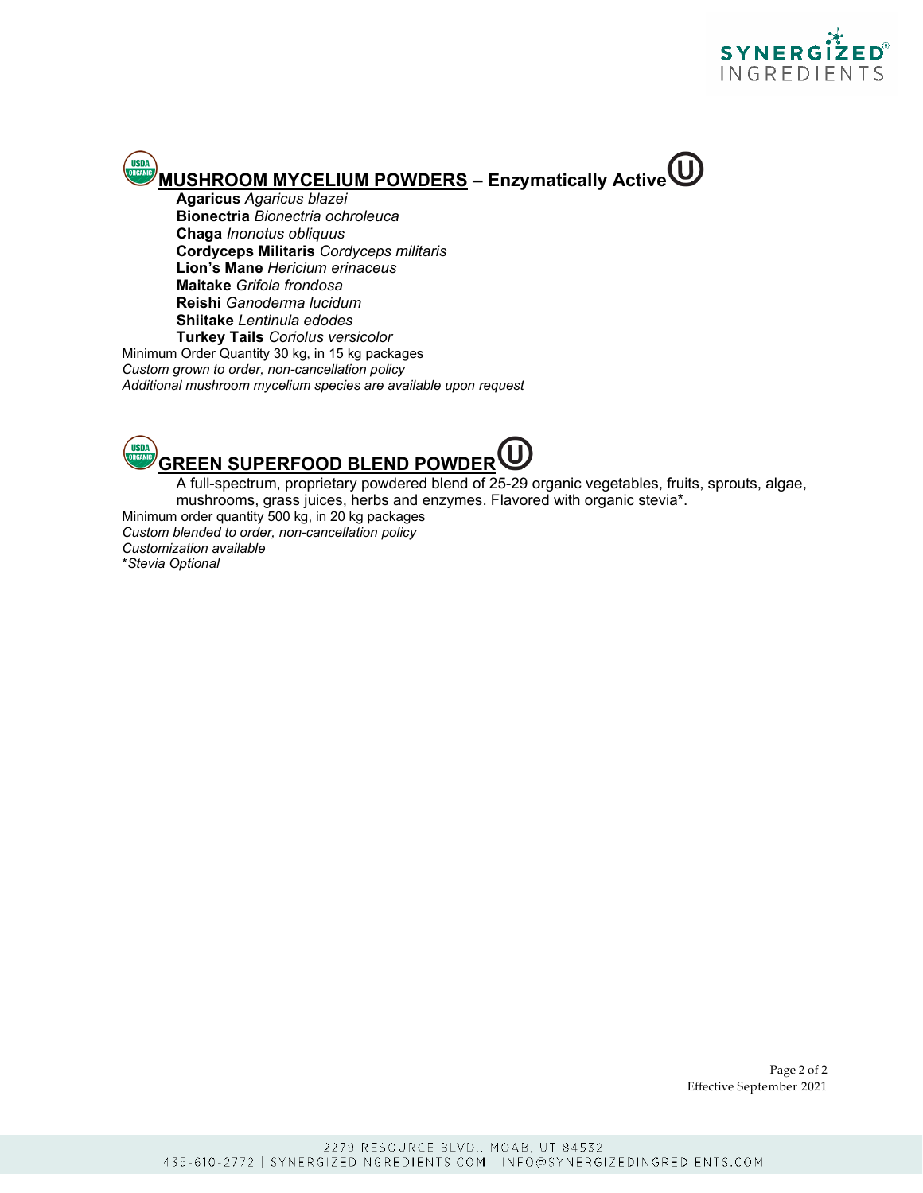## MUSHROOM MYCELIUM POWDERS – Enzymatically Active

**Agaricus** *Agaricus blazei*
**Bionectria** *Bionectria ochroleuca*
**Chaga** *Inonotus obliquus*
**Cordyceps Militaris** *Cordyceps militaris*
**Lion's Mane** *Hericium erinaceus*
**Maitake** *Grifola frondosa*
**Reishi** *Ganoderma lucidum*
**Shiitake** *Lentinula edodes*
**Turkey Tails** *Coriolus versicolor*

Minimum Order Quantity 30 kg, in 15 kg packages
*Custom grown to order, non-cancellation policy*
*Additional mushroom mycelium species are available upon request*

## GREEN SUPERFOOD BLEND POWDER

A full-spectrum, proprietary powdered blend of 25-29 organic vegetables, fruits, sprouts, algae, mushrooms, grass juices, herbs and enzymes. Flavored with organic stevia*.

Minimum order quantity 500 kg, in 20 kg packages
*Custom blended to order, non-cancellation policy*
*Customization available*
*\*Stevia Optional*

Effective September 2021

2279 RESOURCE BLVD., MOAB, UT 84532
435-610-2772 | SYNERGIZEDINGREDIENTS.COM | INFO@SYNERGIZEDINGREDIENTS.COM